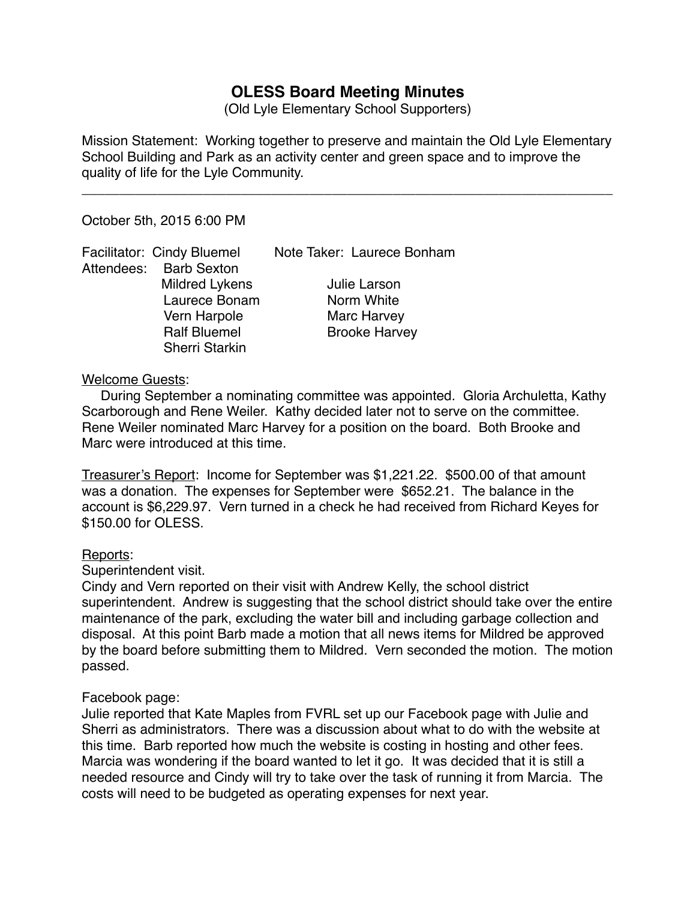# OLESS Board Meeting Minutes

(Old Lyle Elementary School Supporters)

Mission Statement: Working together to preserve and maintain the Old Lyle Elementary School Building and Park as an activity center and green space and to improve the quality of life for the Lyle Community.

---

October 5th, 2015 6:00 PM

Facilitator: Cindy Bluemel Note Taker: Laurece Bonham

Attendees:
- Barb Sexton
- Mildred Lykens
- Laurece Bonam
- Vern Harpole
- Ralf Bluemel
- Sherri Starkin
- Julie Larson
- Norm White
- Marc Harvey
- Brooke Harvey

Welcome Guests:

During September a nominating committee was appointed. Gloria Archuletta, Kathy Scarborough and Rene Weiler. Kathy decided later not to serve on the committee. Rene Weiler nominated Marc Harvey for a position on the board. Both Brooke and Marc were introduced at this time.

Treasurer's Report: Income for September was $1,221.22. $500.00 of that amount was a donation. The expenses for September were $652.21. The balance in the account is $6,229.97. Vern turned in a check he had received from Richard Keyes for $150.00 for OLESS.

Reports:

Superintendent visit.

Cindy and Vern reported on their visit with Andrew Kelly, the school district superintendent. Andrew is suggesting that the school district should take over the entire maintenance of the park, excluding the water bill and including garbage collection and disposal. At this point Barb made a motion that all news items for Mildred be approved by the board before submitting them to Mildred. Vern seconded the motion. The motion passed.

Facebook page:

Julie reported that Kate Maples from FVRL set up our Facebook page with Julie and Sherri as administrators. There was a discussion about what to do with the website at this time. Barb reported how much the website is costing in hosting and other fees. Marcia was wondering if the board wanted to let it go. It was decided that it is still a needed resource and Cindy will try to take over the task of running it from Marcia. The costs will need to be budgeted as operating expenses for next year.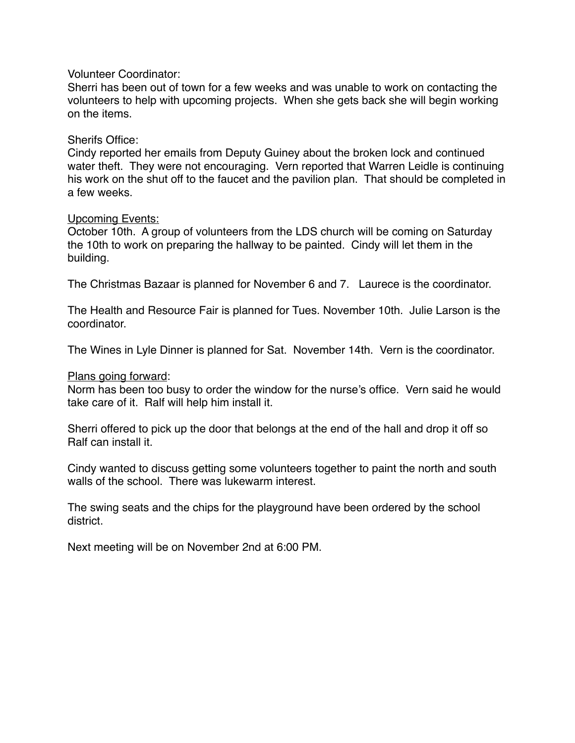Volunteer Coordinator:
Sherri has been out of town for a few weeks and was unable to work on contacting the volunteers to help with upcoming projects. When she gets back she will begin working on the items.

Sherifs Office:
Cindy reported her emails from Deputy Guiney about the broken lock and continued water theft. They were not encouraging. Vern reported that Warren Leidle is continuing his work on the shut off to the faucet and the pavilion plan. That should be completed in a few weeks.

<u>Upcoming Events:</u>
October 10th. A group of volunteers from the LDS church will be coming on Saturday the 10th to work on preparing the hallway to be painted. Cindy will let them in the building.

The Christmas Bazaar is planned for November 6 and 7. Laurece is the coordinator.

The Health and Resource Fair is planned for Tues. November 10th. Julie Larson is the coordinator.

The Wines in Lyle Dinner is planned for Sat. November 14th. Vern is the coordinator.

<u>Plans going forward</u>:
Norm has been too busy to order the window for the nurse's office. Vern said he would take care of it. Ralf will help him install it.

Sherri offered to pick up the door that belongs at the end of the hall and drop it off so Ralf can install it.

Cindy wanted to discuss getting some volunteers together to paint the north and south walls of the school. There was lukewarm interest.

The swing seats and the chips for the playground have been ordered by the school district.

Next meeting will be on November 2nd at 6:00 PM.